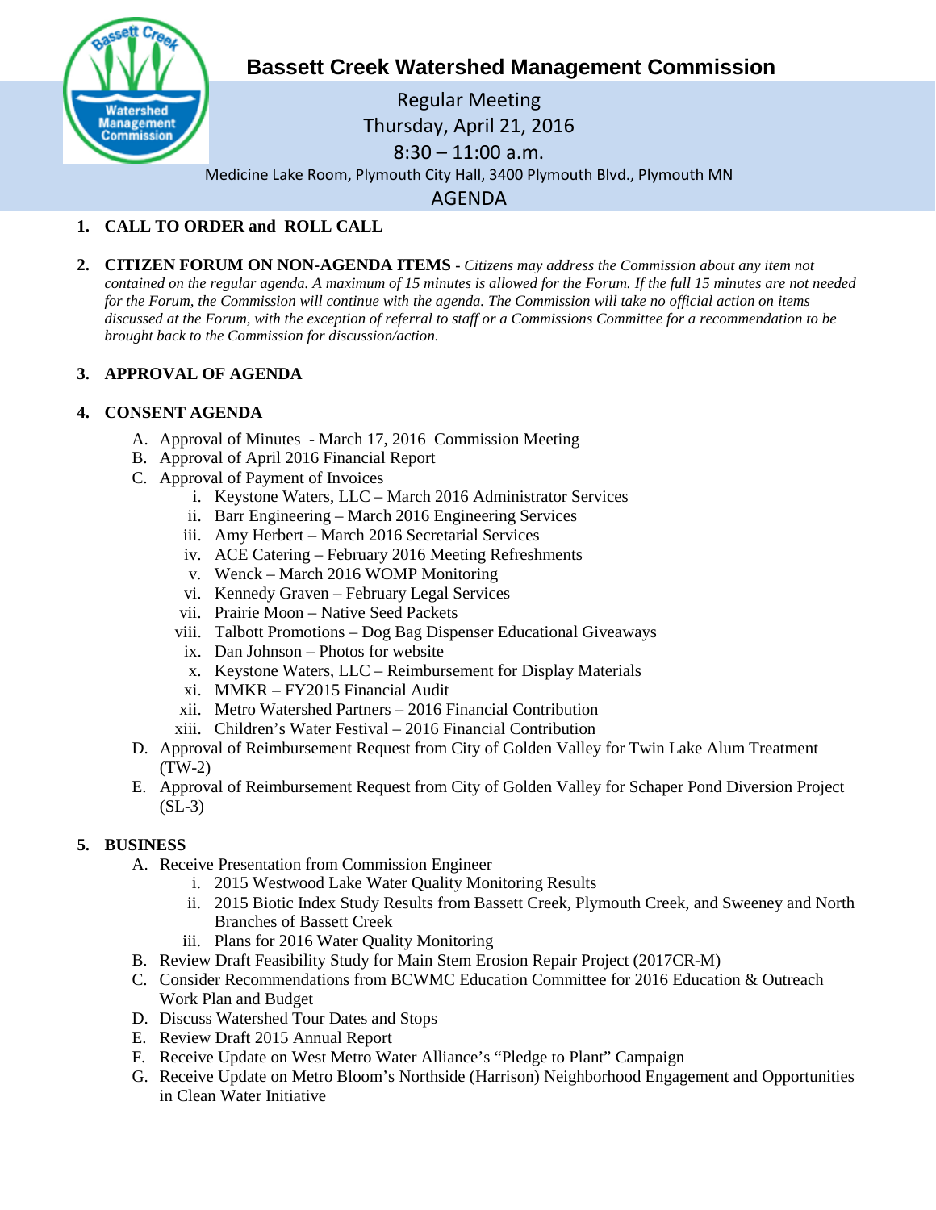# Bassett Creek Watershed Management Commission

Regular Meeting
Thursday, April 21, 2016
8:30 – 11:00 a.m.
Medicine Lake Room, Plymouth City Hall, 3400 Plymouth Blvd., Plymouth MN

## AGENDA

1. **CALL TO ORDER and ROLL CALL**

2. **CITIZEN FORUM ON NON-AGENDA ITEMS** - *Citizens may address the Commission about any item not contained on the regular agenda. A maximum of 15 minutes is allowed for the Forum. If the full 15 minutes are not needed for the Forum, the Commission will continue with the agenda. The Commission will take no official action on items discussed at the Forum, with the exception of referral to staff or a Commissions Committee for a recommendation to be brought back to the Commission for discussion/action.*

3. **APPROVAL OF AGENDA**

4. **CONSENT AGENDA**
   - A. Approval of Minutes - March 17, 2016 Commission Meeting
   - B. Approval of April 2016 Financial Report
   - C. Approval of Payment of Invoices
     - i. Keystone Waters, LLC – March 2016 Administrator Services
     - ii. Barr Engineering – March 2016 Engineering Services
     - iii. Amy Herbert – March 2016 Secretarial Services
     - iv. ACE Catering – February 2016 Meeting Refreshments
     - v. Wenck – March 2016 WOMP Monitoring
     - vi. Kennedy Graven – February Legal Services
     - vii. Prairie Moon – Native Seed Packets
     - viii. Talbott Promotions – Dog Bag Dispenser Educational Giveaways
     - ix. Dan Johnson – Photos for website
     - x. Keystone Waters, LLC – Reimbursement for Display Materials
     - xi. MMKR – FY2015 Financial Audit
     - xii. Metro Watershed Partners – 2016 Financial Contribution
     - xiii. Children's Water Festival – 2016 Financial Contribution
   - D. Approval of Reimbursement Request from City of Golden Valley for Twin Lake Alum Treatment (TW-2)
   - E. Approval of Reimbursement Request from City of Golden Valley for Schaper Pond Diversion Project (SL-3)

5. **BUSINESS**
   - A. Receive Presentation from Commission Engineer
     - i. 2015 Westwood Lake Water Quality Monitoring Results
     - ii. 2015 Biotic Index Study Results from Bassett Creek, Plymouth Creek, and Sweeney and North Branches of Bassett Creek
     - iii. Plans for 2016 Water Quality Monitoring
   - B. Review Draft Feasibility Study for Main Stem Erosion Repair Project (2017CR-M)
   - C. Consider Recommendations from BCWMC Education Committee for 2016 Education & Outreach Work Plan and Budget
   - D. Discuss Watershed Tour Dates and Stops
   - E. Review Draft 2015 Annual Report
   - F. Receive Update on West Metro Water Alliance's "Pledge to Plant" Campaign
   - G. Receive Update on Metro Bloom's Northside (Harrison) Neighborhood Engagement and Opportunities in Clean Water Initiative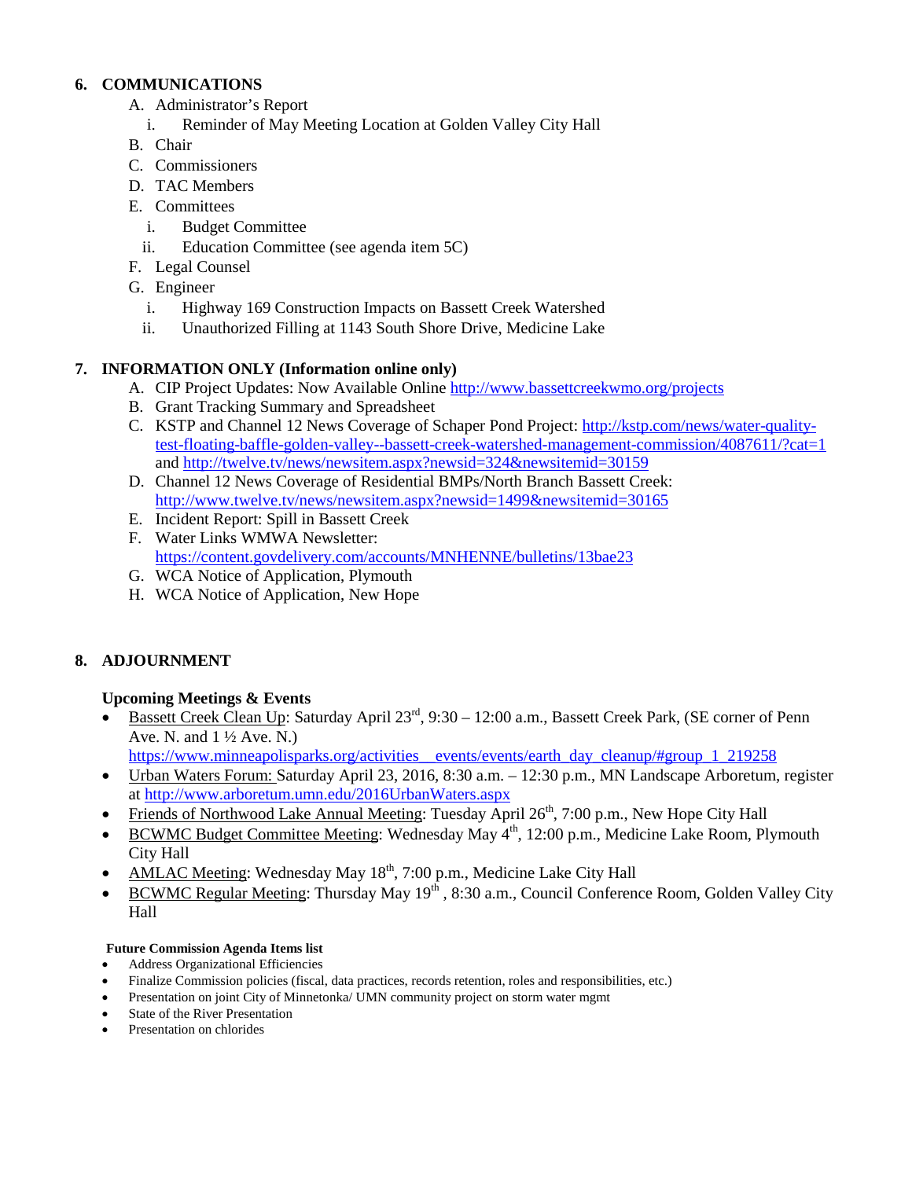## 6. COMMUNICATIONS

A. Administrator's Report
   i. Reminder of May Meeting Location at Golden Valley City Hall

B. Chair

C. Commissioners

D. TAC Members

E. Committees
   i. Budget Committee
   ii. Education Committee (see agenda item 5C)

F. Legal Counsel

G. Engineer
   i. Highway 169 Construction Impacts on Bassett Creek Watershed
   ii. Unauthorized Filling at 1143 South Shore Drive, Medicine Lake

## 7. INFORMATION ONLY (Information online only)

A. CIP Project Updates: Now Available Online http://www.bassettcreekwmo.org/projects

B. Grant Tracking Summary and Spreadsheet

C. KSTP and Channel 12 News Coverage of Schaper Pond Project: http://kstp.com/news/water-quality-test-floating-baffle-golden-valley--bassett-creek-watershed-management-commission/4087611/?cat=1 and http://twelve.tv/news/newsitem.aspx?newsid=324&newsitemid=30159

D. Channel 12 News Coverage of Residential BMPs/North Branch Bassett Creek: http://www.twelve.tv/news/newsitem.aspx?newsid=1499&newsitemid=30165

E. Incident Report: Spill in Bassett Creek

F. Water Links WMWA Newsletter: https://content.govdelivery.com/accounts/MNHENNE/bulletins/13bae23

G. WCA Notice of Application, Plymouth

H. WCA Notice of Application, New Hope

## 8. ADJOURNMENT

### Upcoming Meetings & Events

- Bassett Creek Clean Up: Saturday April 23rd, 9:30 – 12:00 a.m., Bassett Creek Park, (SE corner of Penn Ave. N. and 1 ½ Ave. N.) https://www.minneapolisparks.org/activities__events/events/earth_day_cleanup/#group_1_219258
- Urban Waters Forum: Saturday April 23, 2016, 8:30 a.m. – 12:30 p.m., MN Landscape Arboretum, register at http://www.arboretum.umn.edu/2016UrbanWaters.aspx
- Friends of Northwood Lake Annual Meeting: Tuesday April 26th, 7:00 p.m., New Hope City Hall
- BCWMC Budget Committee Meeting: Wednesday May 4th, 12:00 p.m., Medicine Lake Room, Plymouth City Hall
- AMLAC Meeting: Wednesday May 18th, 7:00 p.m., Medicine Lake City Hall
- BCWMC Regular Meeting: Thursday May 19th , 8:30 a.m., Council Conference Room, Golden Valley City Hall

**Future Commission Agenda Items list**

- Address Organizational Efficiencies
- Finalize Commission policies (fiscal, data practices, records retention, roles and responsibilities, etc.)
- Presentation on joint City of Minnetonka/ UMN community project on storm water mgmt
- State of the River Presentation
- Presentation on chlorides